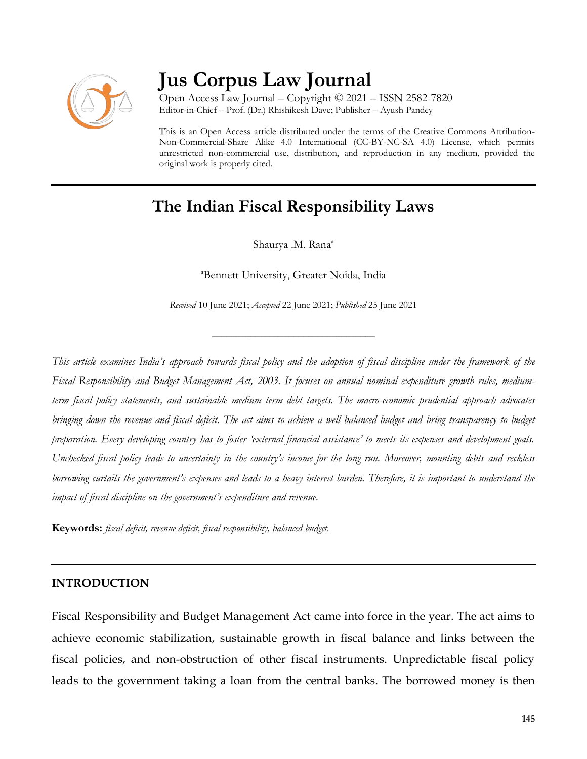# Jus Corpus Law Journal

Open Access Law Journal – Copyright © 2021 – ISSN 2582-7820
Editor-in-Chief – Prof. (Dr.) Rhishikesh Dave; Publisher – Ayush Pandey

This is an Open Access article distributed under the terms of the Creative Commons Attribution-Non-Commercial-Share Alike 4.0 International (CC-BY-NC-SA 4.0) License, which permits unrestricted non-commercial use, distribution, and reproduction in any medium, provided the original work is properly cited.

## The Indian Fiscal Responsibility Laws

Shaurya .M. Rana[a]

[a]Bennett University, Greater Noida, India

*Received* 10 June 2021; *Accepted* 22 June 2021; *Published* 25 June 2021

---

*This article examines India's approach towards fiscal policy and the adoption of fiscal discipline under the framework of the Fiscal Responsibility and Budget Management Act, 2003. It focuses on annual nominal expenditure growth rules, medium-term fiscal policy statements, and sustainable medium term debt targets. The macro-economic prudential approach advocates bringing down the revenue and fiscal deficit. The act aims to achieve a well balanced budget and bring transparency to budget preparation. Every developing country has to foster 'external financial assistance' to meets its expenses and development goals. Unchecked fiscal policy leads to uncertainty in the country's income for the long run. Moreover, mounting debts and reckless borrowing curtails the government's expenses and leads to a heavy interest burden. Therefore, it is important to understand the impact of fiscal discipline on the government's expenditure and revenue.*

**Keywords:** *fiscal deficit, revenue deficit, fiscal responsibility, balanced budget.*

---

### INTRODUCTION

Fiscal Responsibility and Budget Management Act came into force in the year. The act aims to achieve economic stabilization, sustainable growth in fiscal balance and links between the fiscal policies, and non-obstruction of other fiscal instruments. Unpredictable fiscal policy leads to the government taking a loan from the central banks. The borrowed money is then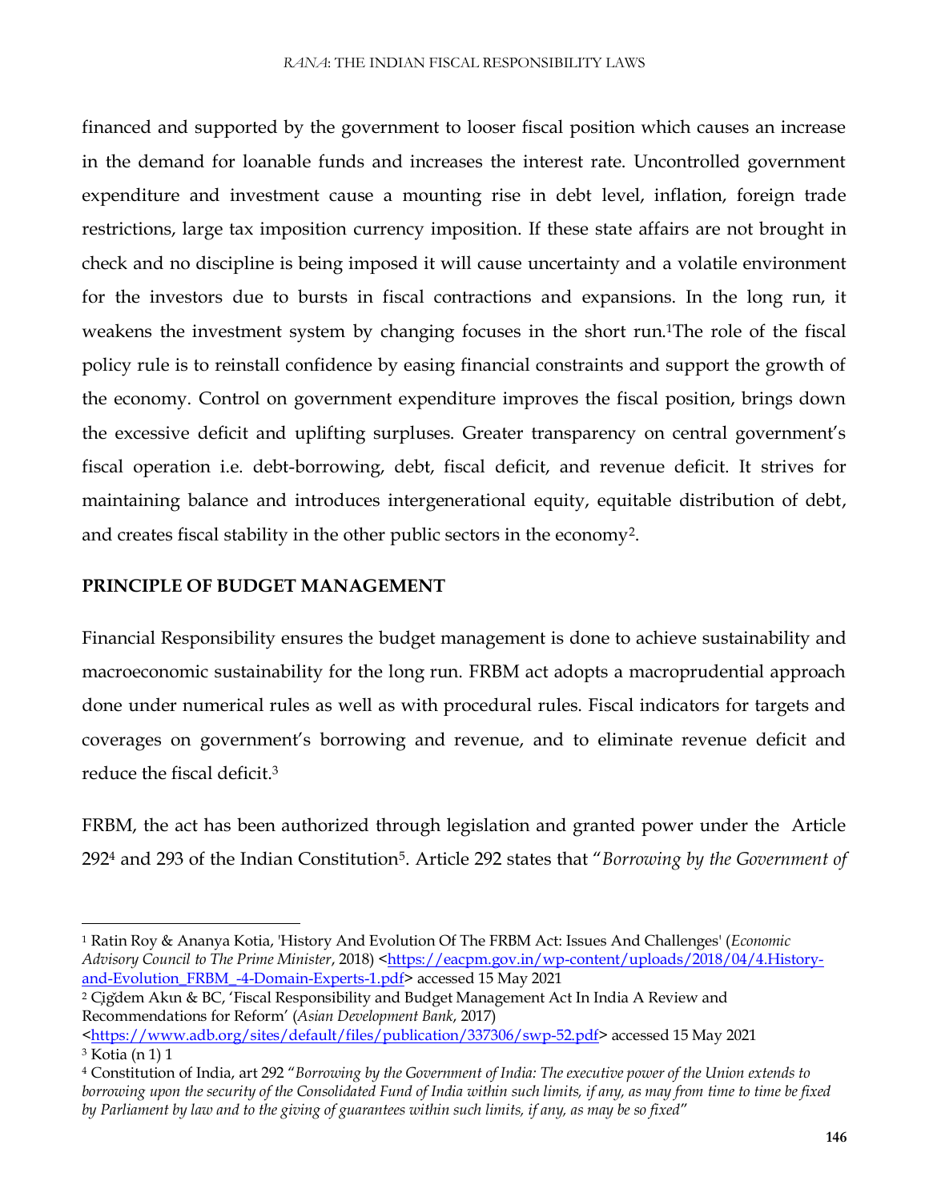financed and supported by the government to looser fiscal position which causes an increase in the demand for loanable funds and increases the interest rate. Uncontrolled government expenditure and investment cause a mounting rise in debt level, inflation, foreign trade restrictions, large tax imposition currency imposition. If these state affairs are not brought in check and no discipline is being imposed it will cause uncertainty and a volatile environment for the investors due to bursts in fiscal contractions and expansions. In the long run, it weakens the investment system by changing focuses in the short run.[1]The role of the fiscal policy rule is to reinstall confidence by easing financial constraints and support the growth of the economy. Control on government expenditure improves the fiscal position, brings down the excessive deficit and uplifting surpluses. Greater transparency on central government's fiscal operation i.e. debt-borrowing, debt, fiscal deficit, and revenue deficit. It strives for maintaining balance and introduces intergenerational equity, equitable distribution of debt, and creates fiscal stability in the other public sectors in the economy[2].

## PRINCIPLE OF BUDGET MANAGEMENT

Financial Responsibility ensures the budget management is done to achieve sustainability and macroeconomic sustainability for the long run. FRBM act adopts a macroprudential approach done under numerical rules as well as with procedural rules. Fiscal indicators for targets and coverages on government's borrowing and revenue, and to eliminate revenue deficit and reduce the fiscal deficit.[3]

FRBM, the act has been authorized through legislation and granted power under the Article 292[4] and 293 of the Indian Constitution[5]. Article 292 states that "*Borrowing by the Government of*

---

[1] Ratin Roy & Ananya Kotia, 'History And Evolution Of The FRBM Act: Issues And Challenges' (*Economic Advisory Council to The Prime Minister*, 2018) <https://eacpm.gov.in/wp-content/uploads/2018/04/4.History-and-Evolution_FRBM_-4-Domain-Experts-1.pdf> accessed 15 May 2021

[2] Çiğdem Akın & BC, 'Fiscal Responsibility and Budget Management Act In India A Review and Recommendations for Reform' (*Asian Development Bank*, 2017) <https://www.adb.org/sites/default/files/publication/337306/swp-52.pdf> accessed 15 May 2021

[3] Kotia (n 1) 1

[4] Constitution of India, art 292 "*Borrowing by the Government of India: The executive power of the Union extends to borrowing upon the security of the Consolidated Fund of India within such limits, if any, as may from time to time be fixed by Parliament by law and to the giving of guarantees within such limits, if any, as may be so fixed*"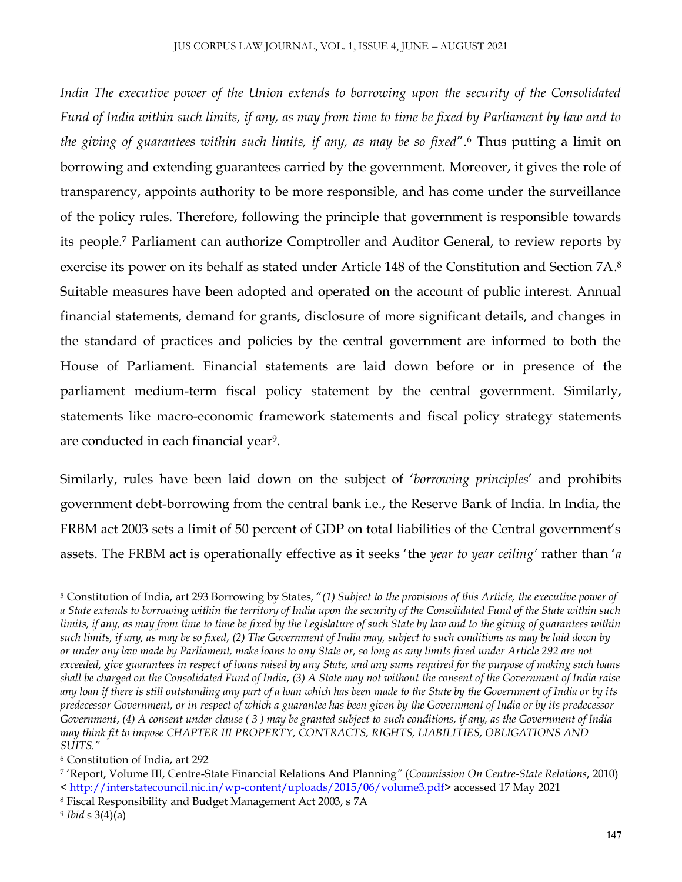*India The executive power of the Union extends to borrowing upon the security of the Consolidated Fund of India within such limits, if any, as may from time to time be fixed by Parliament by law and to the giving of guarantees within such limits, if any, as may be so fixed*".[6] Thus putting a limit on borrowing and extending guarantees carried by the government. Moreover, it gives the role of transparency, appoints authority to be more responsible, and has come under the surveillance of the policy rules. Therefore, following the principle that government is responsible towards its people.[7] Parliament can authorize Comptroller and Auditor General, to review reports by exercise its power on its behalf as stated under Article 148 of the Constitution and Section 7A.[8] Suitable measures have been adopted and operated on the account of public interest. Annual financial statements, demand for grants, disclosure of more significant details, and changes in the standard of practices and policies by the central government are informed to both the House of Parliament. Financial statements are laid down before or in presence of the parliament medium-term fiscal policy statement by the central government. Similarly, statements like macro-economic framework statements and fiscal policy strategy statements are conducted in each financial year[9].

Similarly, rules have been laid down on the subject of '*borrowing principles*' and prohibits government debt-borrowing from the central bank i.e., the Reserve Bank of India. In India, the FRBM act 2003 sets a limit of 50 percent of GDP on total liabilities of the Central government's assets. The FRBM act is operationally effective as it seeks 'the *year to year ceiling'* rather than '*a*

---

[5] Constitution of India, art 293 Borrowing by States, "*(1) Subject to the provisions of this Article, the executive power of a State extends to borrowing within the territory of India upon the security of the Consolidated Fund of the State within such limits, if any, as may from time to time be fixed by the Legislature of such State by law and to the giving of guarantees within such limits, if any, as may be so fixed, (2) The Government of India may, subject to such conditions as may be laid down by or under any law made by Parliament, make loans to any State or, so long as any limits fixed under Article 292 are not exceeded, give guarantees in respect of loans raised by any State, and any sums required for the purpose of making such loans shall be charged on the Consolidated Fund of India, (3) A State may not without the consent of the Government of India raise any loan if there is still outstanding any part of a loan which has been made to the State by the Government of India or by its predecessor Government, or in respect of which a guarantee has been given by the Government of India or by its predecessor Government, (4) A consent under clause ( 3 ) may be granted subject to such conditions, if any, as the Government of India may think fit to impose CHAPTER III PROPERTY, CONTRACTS, RIGHTS, LIABILITIES, OBLIGATIONS AND SUITS.*"

[6] Constitution of India, art 292

[7] 'Report, Volume III, Centre-State Financial Relations And Planning" (*Commission On Centre-State Relations*, 2010) < http://interstatecouncil.nic.in/wp-content/uploads/2015/06/volume3.pdf> accessed 17 May 2021

[8] Fiscal Responsibility and Budget Management Act 2003, s 7A

[9] *Ibid* s 3(4)(a)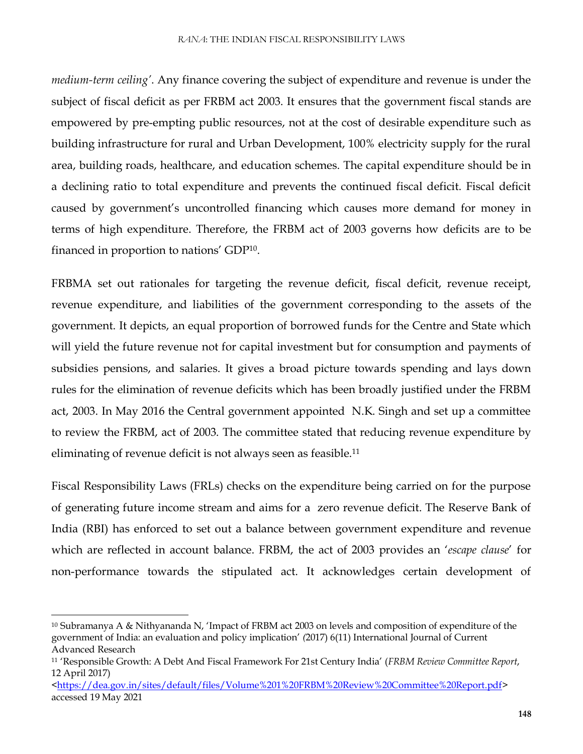*medium-term ceiling'*. Any finance covering the subject of expenditure and revenue is under the subject of fiscal deficit as per FRBM act 2003. It ensures that the government fiscal stands are empowered by pre-empting public resources, not at the cost of desirable expenditure such as building infrastructure for rural and Urban Development, 100% electricity supply for the rural area, building roads, healthcare, and education schemes. The capital expenditure should be in a declining ratio to total expenditure and prevents the continued fiscal deficit. Fiscal deficit caused by government's uncontrolled financing which causes more demand for money in terms of high expenditure. Therefore, the FRBM act of 2003 governs how deficits are to be financed in proportion to nations' GDP[10].

FRBMA set out rationales for targeting the revenue deficit, fiscal deficit, revenue receipt, revenue expenditure, and liabilities of the government corresponding to the assets of the government. It depicts, an equal proportion of borrowed funds for the Centre and State which will yield the future revenue not for capital investment but for consumption and payments of subsidies pensions, and salaries. It gives a broad picture towards spending and lays down rules for the elimination of revenue deficits which has been broadly justified under the FRBM act, 2003. In May 2016 the Central government appointed N.K. Singh and set up a committee to review the FRBM, act of 2003. The committee stated that reducing revenue expenditure by eliminating of revenue deficit is not always seen as feasible.[11]

Fiscal Responsibility Laws (FRLs) checks on the expenditure being carried on for the purpose of generating future income stream and aims for a zero revenue deficit. The Reserve Bank of India (RBI) has enforced to set out a balance between government expenditure and revenue which are reflected in account balance. FRBM, the act of 2003 provides an '*escape clause*' for non-performance towards the stipulated act. It acknowledges certain development of

---

[10] Subramanya A & Nithyananda N, 'Impact of FRBM act 2003 on levels and composition of expenditure of the government of India: an evaluation and policy implication' (2017) 6(11) International Journal of Current Advanced Research

[11] 'Responsible Growth: A Debt And Fiscal Framework For 21st Century India' (*FRBM Review Committee Report*, 12 April 2017) <https://dea.gov.in/sites/default/files/Volume%201%20FRBM%20Review%20Committee%20Report.pdf> accessed 19 May 2021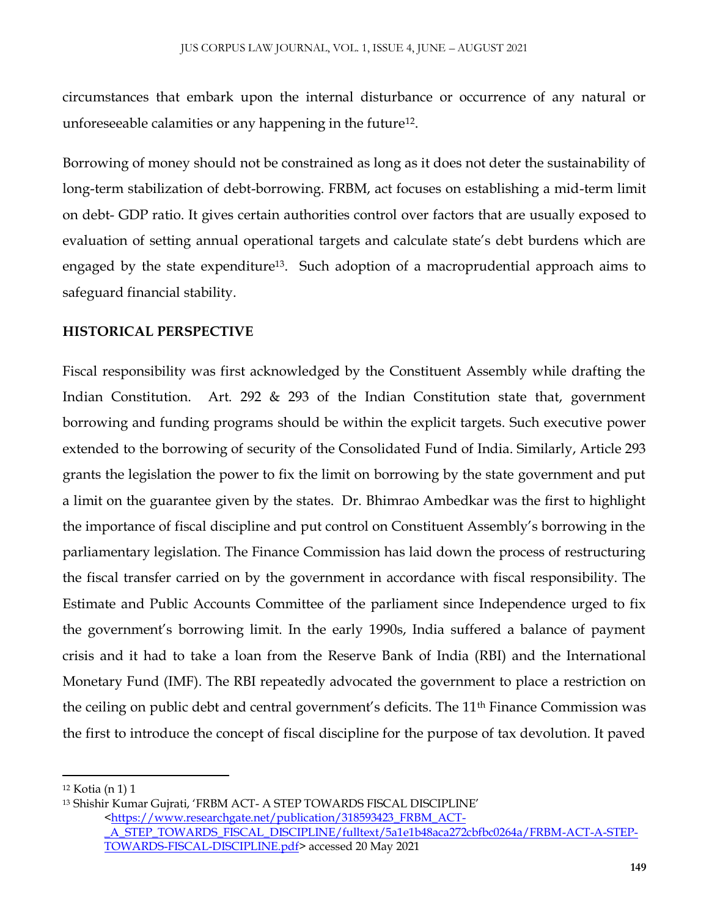circumstances that embark upon the internal disturbance or occurrence of any natural or unforeseeable calamities or any happening in the future[12].

Borrowing of money should not be constrained as long as it does not deter the sustainability of long-term stabilization of debt-borrowing. FRBM, act focuses on establishing a mid-term limit on debt- GDP ratio. It gives certain authorities control over factors that are usually exposed to evaluation of setting annual operational targets and calculate state's debt burdens which are engaged by the state expenditure[13]. Such adoption of a macroprudential approach aims to safeguard financial stability.

## HISTORICAL PERSPECTIVE

Fiscal responsibility was first acknowledged by the Constituent Assembly while drafting the Indian Constitution. Art. 292 & 293 of the Indian Constitution state that, government borrowing and funding programs should be within the explicit targets. Such executive power extended to the borrowing of security of the Consolidated Fund of India. Similarly, Article 293 grants the legislation the power to fix the limit on borrowing by the state government and put a limit on the guarantee given by the states. Dr. Bhimrao Ambedkar was the first to highlight the importance of fiscal discipline and put control on Constituent Assembly's borrowing in the parliamentary legislation. The Finance Commission has laid down the process of restructuring the fiscal transfer carried on by the government in accordance with fiscal responsibility. The Estimate and Public Accounts Committee of the parliament since Independence urged to fix the government's borrowing limit. In the early 1990s, India suffered a balance of payment crisis and it had to take a loan from the Reserve Bank of India (RBI) and the International Monetary Fund (IMF). The RBI repeatedly advocated the government to place a restriction on the ceiling on public debt and central government's deficits. The 11th Finance Commission was the first to introduce the concept of fiscal discipline for the purpose of tax devolution. It paved

---

[12] Kotia (n 1) 1

[13] Shishir Kumar Gujrati, 'FRBM ACT- A STEP TOWARDS FISCAL DISCIPLINE' <https://www.researchgate.net/publication/318593423_FRBM_ACT-_A_STEP_TOWARDS_FISCAL_DISCIPLINE/fulltext/5a1e1b48aca272cbfbc0264a/FRBM-ACT-A-STEP-TOWARDS-FISCAL-DISCIPLINE.pdf> accessed 20 May 2021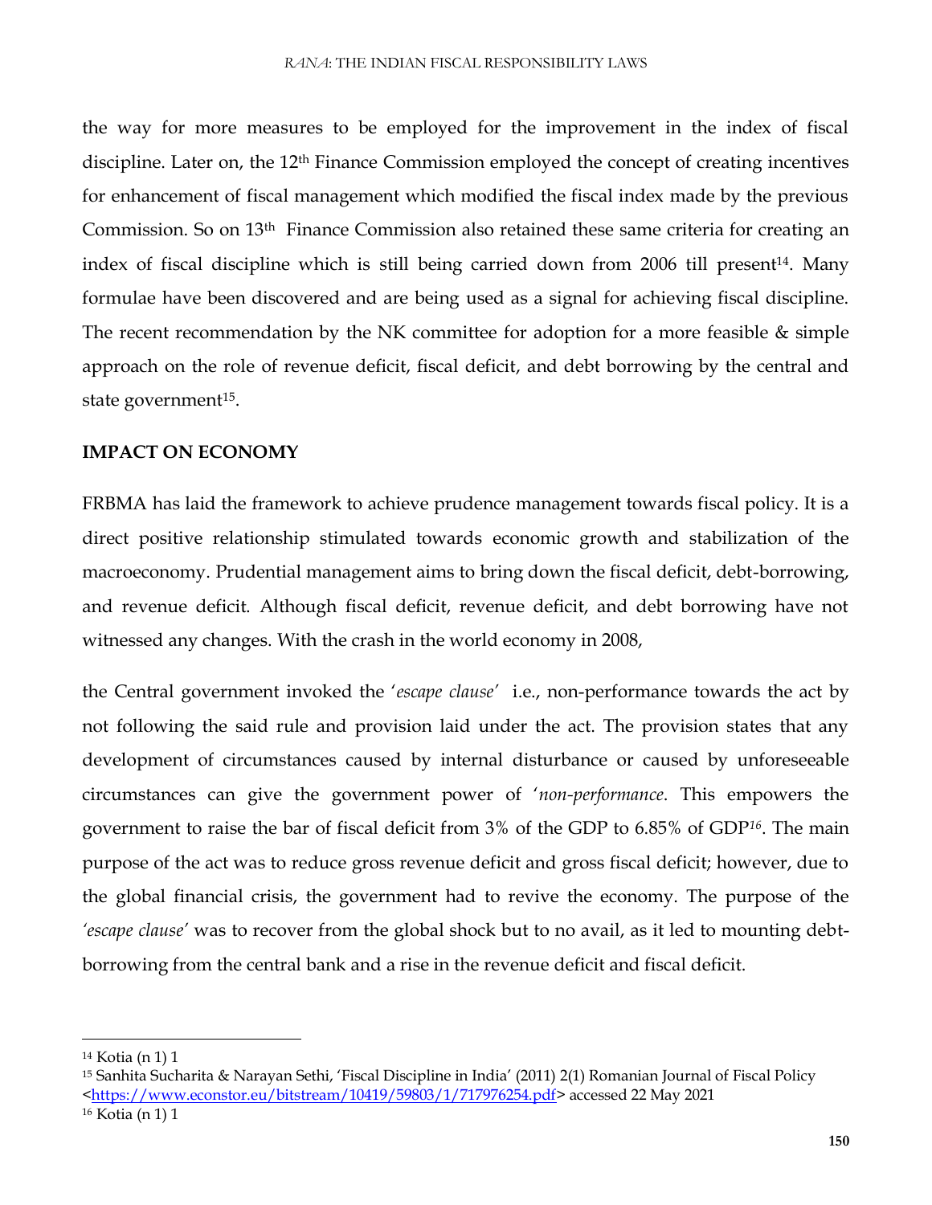the way for more measures to be employed for the improvement in the index of fiscal discipline. Later on, the 12th Finance Commission employed the concept of creating incentives for enhancement of fiscal management which modified the fiscal index made by the previous Commission. So on 13th Finance Commission also retained these same criteria for creating an index of fiscal discipline which is still being carried down from 2006 till present[14]. Many formulae have been discovered and are being used as a signal for achieving fiscal discipline. The recent recommendation by the NK committee for adoption for a more feasible & simple approach on the role of revenue deficit, fiscal deficit, and debt borrowing by the central and state government[15].

## IMPACT ON ECONOMY

FRBMA has laid the framework to achieve prudence management towards fiscal policy. It is a direct positive relationship stimulated towards economic growth and stabilization of the macroeconomy. Prudential management aims to bring down the fiscal deficit, debt-borrowing, and revenue deficit. Although fiscal deficit, revenue deficit, and debt borrowing have not witnessed any changes. With the crash in the world economy in 2008,

the Central government invoked the '*escape clause*' i.e., non-performance towards the act by not following the said rule and provision laid under the act. The provision states that any development of circumstances caused by internal disturbance or caused by unforeseeable circumstances can give the government power of '*non-performance*. This empowers the government to raise the bar of fiscal deficit from 3% of the GDP to 6.85% of GDP[16]. The main purpose of the act was to reduce gross revenue deficit and gross fiscal deficit; however, due to the global financial crisis, the government had to revive the economy. The purpose of the *'escape clause'* was to recover from the global shock but to no avail, as it led to mounting debt-borrowing from the central bank and a rise in the revenue deficit and fiscal deficit.

---

[14] Kotia (n 1) 1

[15] Sanhita Sucharita & Narayan Sethi, 'Fiscal Discipline in India' (2011) 2(1) Romanian Journal of Fiscal Policy <https://www.econstor.eu/bitstream/10419/59803/1/717976254.pdf> accessed 22 May 2021

[16] Kotia (n 1) 1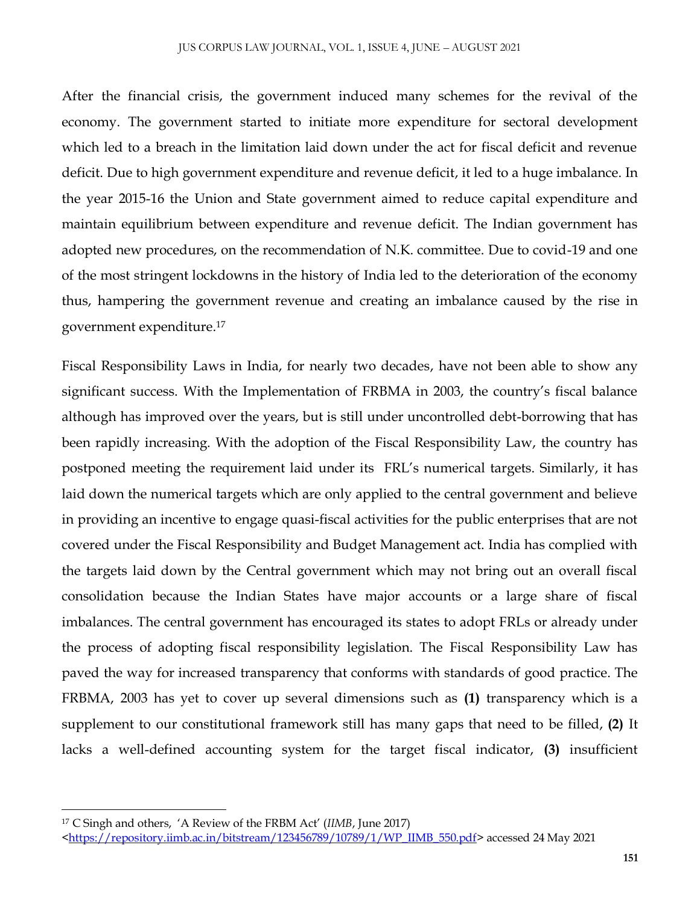After the financial crisis, the government induced many schemes for the revival of the economy. The government started to initiate more expenditure for sectoral development which led to a breach in the limitation laid down under the act for fiscal deficit and revenue deficit. Due to high government expenditure and revenue deficit, it led to a huge imbalance. In the year 2015-16 the Union and State government aimed to reduce capital expenditure and maintain equilibrium between expenditure and revenue deficit. The Indian government has adopted new procedures, on the recommendation of N.K. committee. Due to covid-19 and one of the most stringent lockdowns in the history of India led to the deterioration of the economy thus, hampering the government revenue and creating an imbalance caused by the rise in government expenditure.[17]

Fiscal Responsibility Laws in India, for nearly two decades, have not been able to show any significant success. With the Implementation of FRBMA in 2003, the country's fiscal balance although has improved over the years, but is still under uncontrolled debt-borrowing that has been rapidly increasing. With the adoption of the Fiscal Responsibility Law, the country has postponed meeting the requirement laid under its FRL's numerical targets. Similarly, it has laid down the numerical targets which are only applied to the central government and believe in providing an incentive to engage quasi-fiscal activities for the public enterprises that are not covered under the Fiscal Responsibility and Budget Management act. India has complied with the targets laid down by the Central government which may not bring out an overall fiscal consolidation because the Indian States have major accounts or a large share of fiscal imbalances. The central government has encouraged its states to adopt FRLs or already under the process of adopting fiscal responsibility legislation. The Fiscal Responsibility Law has paved the way for increased transparency that conforms with standards of good practice. The FRBMA, 2003 has yet to cover up several dimensions such as **(1)** transparency which is a supplement to our constitutional framework still has many gaps that need to be filled, **(2)** It lacks a well-defined accounting system for the target fiscal indicator, **(3)** insufficient

---

[17] C Singh and others, 'A Review of the FRBM Act' (*IIMB*, June 2017) <https://repository.iimb.ac.in/bitstream/123456789/10789/1/WP_IIMB_550.pdf> accessed 24 May 2021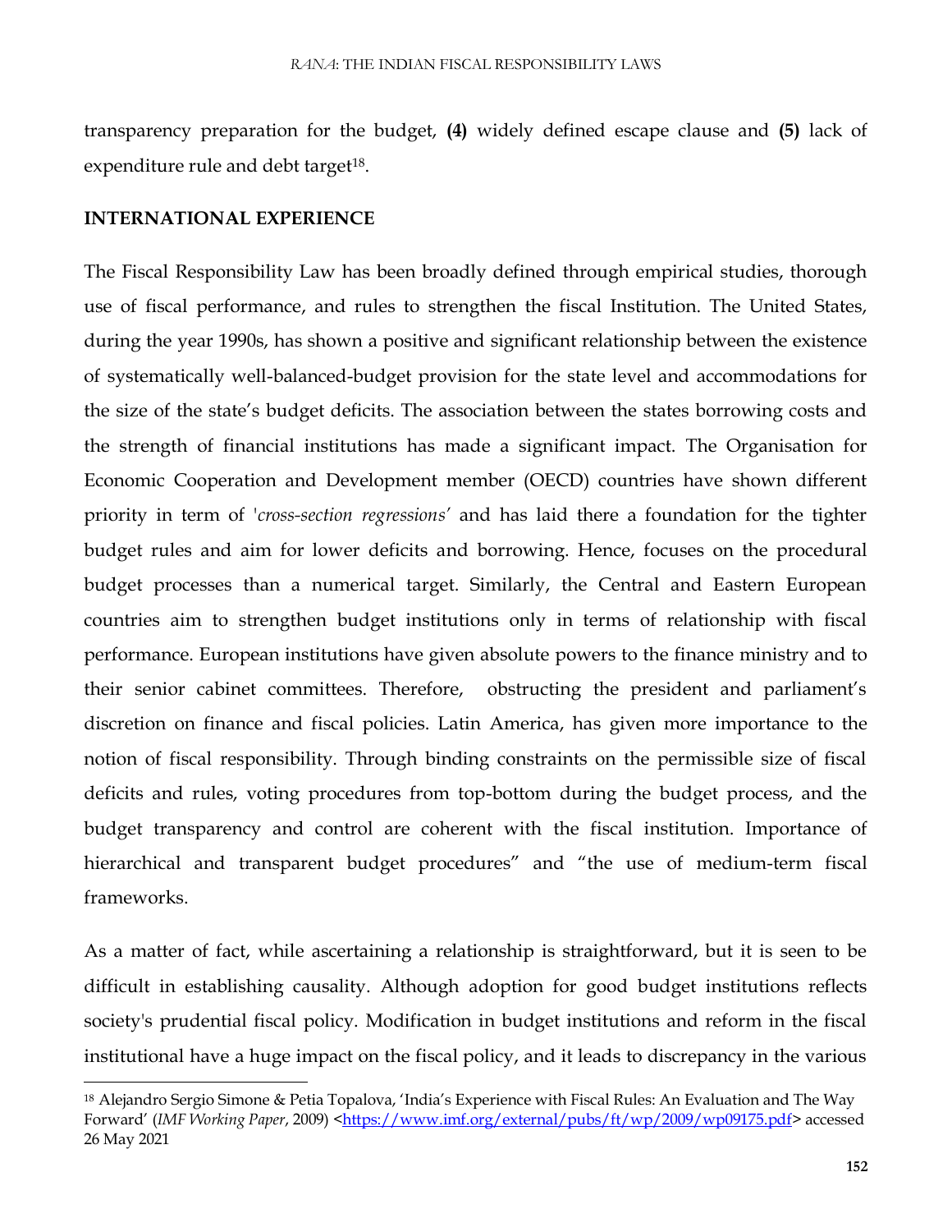transparency preparation for the budget, **(4)** widely defined escape clause and **(5)** lack of expenditure rule and debt target[18].

**INTERNATIONAL EXPERIENCE**

The Fiscal Responsibility Law has been broadly defined through empirical studies, thorough use of fiscal performance, and rules to strengthen the fiscal Institution. The United States, during the year 1990s, has shown a positive and significant relationship between the existence of systematically well-balanced-budget provision for the state level and accommodations for the size of the state's budget deficits. The association between the states borrowing costs and the strength of financial institutions has made a significant impact. The Organisation for Economic Cooperation and Development member (OECD) countries have shown different priority in term of '*cross-section regressions'* and has laid there a foundation for the tighter budget rules and aim for lower deficits and borrowing. Hence, focuses on the procedural budget processes than a numerical target. Similarly, the Central and Eastern European countries aim to strengthen budget institutions only in terms of relationship with fiscal performance. European institutions have given absolute powers to the finance ministry and to their senior cabinet committees. Therefore, obstructing the president and parliament's discretion on finance and fiscal policies. Latin America, has given more importance to the notion of fiscal responsibility. Through binding constraints on the permissible size of fiscal deficits and rules, voting procedures from top-bottom during the budget process, and the budget transparency and control are coherent with the fiscal institution. Importance of hierarchical and transparent budget procedures" and "the use of medium-term fiscal frameworks.

As a matter of fact, while ascertaining a relationship is straightforward, but it is seen to be difficult in establishing causality. Although adoption for good budget institutions reflects society's prudential fiscal policy. Modification in budget institutions and reform in the fiscal institutional have a huge impact on the fiscal policy, and it leads to discrepancy in the various

---

[18] Alejandro Sergio Simone & Petia Topalova, 'India's Experience with Fiscal Rules: An Evaluation and The Way Forward' (*IMF Working Paper*, 2009) <https://www.imf.org/external/pubs/ft/wp/2009/wp09175.pdf> accessed 26 May 2021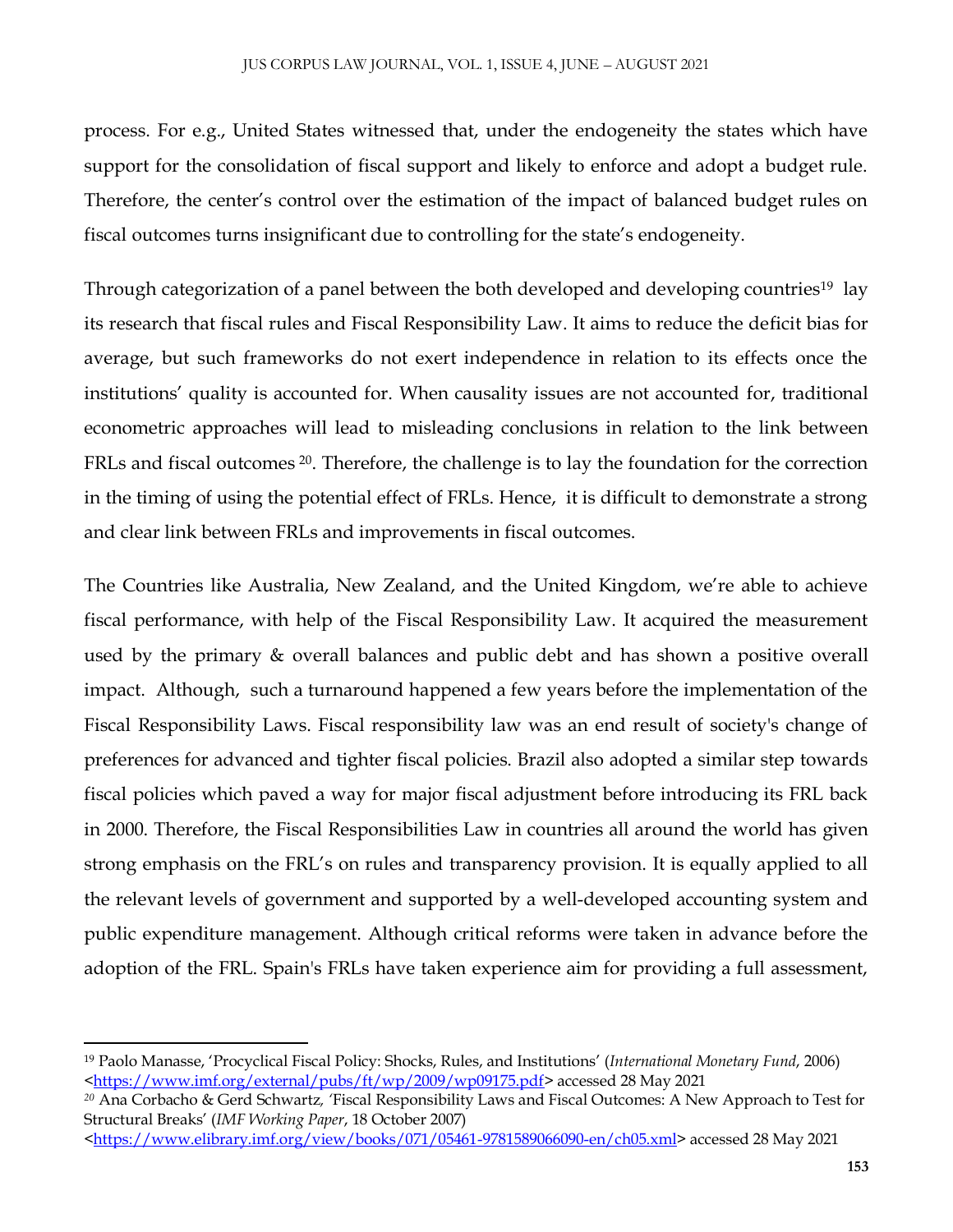process. For e.g., United States witnessed that, under the endogeneity the states which have support for the consolidation of fiscal support and likely to enforce and adopt a budget rule. Therefore, the center's control over the estimation of the impact of balanced budget rules on fiscal outcomes turns insignificant due to controlling for the state's endogeneity.

Through categorization of a panel between the both developed and developing countries[19] lay its research that fiscal rules and Fiscal Responsibility Law. It aims to reduce the deficit bias for average, but such frameworks do not exert independence in relation to its effects once the institutions' quality is accounted for. When causality issues are not accounted for, traditional econometric approaches will lead to misleading conclusions in relation to the link between FRLs and fiscal outcomes [20]. Therefore, the challenge is to lay the foundation for the correction in the timing of using the potential effect of FRLs. Hence, it is difficult to demonstrate a strong and clear link between FRLs and improvements in fiscal outcomes.

The Countries like Australia, New Zealand, and the United Kingdom, we're able to achieve fiscal performance, with help of the Fiscal Responsibility Law. It acquired the measurement used by the primary & overall balances and public debt and has shown a positive overall impact. Although, such a turnaround happened a few years before the implementation of the Fiscal Responsibility Laws. Fiscal responsibility law was an end result of society's change of preferences for advanced and tighter fiscal policies. Brazil also adopted a similar step towards fiscal policies which paved a way for major fiscal adjustment before introducing its FRL back in 2000. Therefore, the Fiscal Responsibilities Law in countries all around the world has given strong emphasis on the FRL's on rules and transparency provision. It is equally applied to all the relevant levels of government and supported by a well-developed accounting system and public expenditure management. Although critical reforms were taken in advance before the adoption of the FRL. Spain's FRLs have taken experience aim for providing a full assessment,

---

[19] Paolo Manasse, 'Procyclical Fiscal Policy: Shocks, Rules, and Institutions' (*International Monetary Fund*, 2006) <https://www.imf.org/external/pubs/ft/wp/2009/wp09175.pdf> accessed 28 May 2021

[20] Ana Corbacho & Gerd Schwartz, 'Fiscal Responsibility Laws and Fiscal Outcomes: A New Approach to Test for Structural Breaks' (*IMF Working Paper*, 18 October 2007) <https://www.elibrary.imf.org/view/books/071/05461-9781589066090-en/ch05.xml> accessed 28 May 2021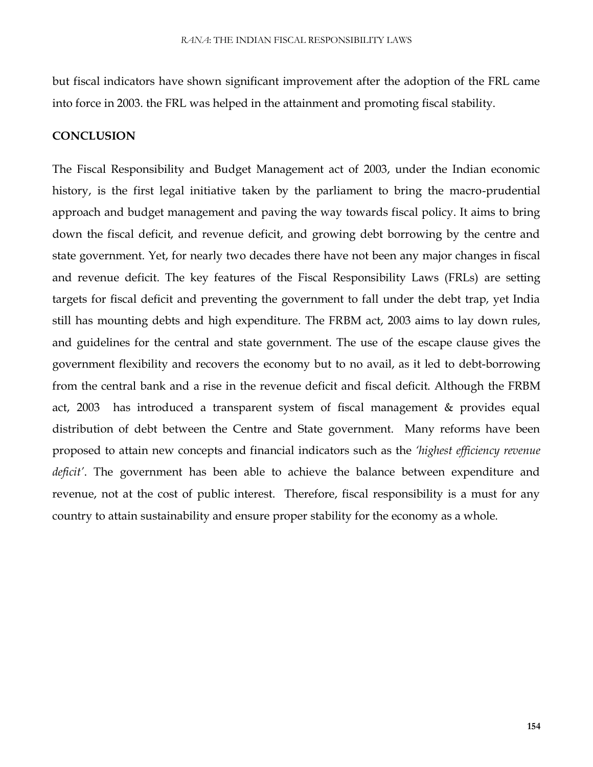but fiscal indicators have shown significant improvement after the adoption of the FRL came into force in 2003. the FRL was helped in the attainment and promoting fiscal stability.

## CONCLUSION

The Fiscal Responsibility and Budget Management act of 2003, under the Indian economic history, is the first legal initiative taken by the parliament to bring the macro-prudential approach and budget management and paving the way towards fiscal policy. It aims to bring down the fiscal deficit, and revenue deficit, and growing debt borrowing by the centre and state government. Yet, for nearly two decades there have not been any major changes in fiscal and revenue deficit. The key features of the Fiscal Responsibility Laws (FRLs) are setting targets for fiscal deficit and preventing the government to fall under the debt trap, yet India still has mounting debts and high expenditure. The FRBM act, 2003 aims to lay down rules, and guidelines for the central and state government. The use of the escape clause gives the government flexibility and recovers the economy but to no avail, as it led to debt-borrowing from the central bank and a rise in the revenue deficit and fiscal deficit. Although the FRBM act, 2003 has introduced a transparent system of fiscal management & provides equal distribution of debt between the Centre and State government. Many reforms have been proposed to attain new concepts and financial indicators such as the *'highest efficiency revenue deficit'*. The government has been able to achieve the balance between expenditure and revenue, not at the cost of public interest. Therefore, fiscal responsibility is a must for any country to attain sustainability and ensure proper stability for the economy as a whole.